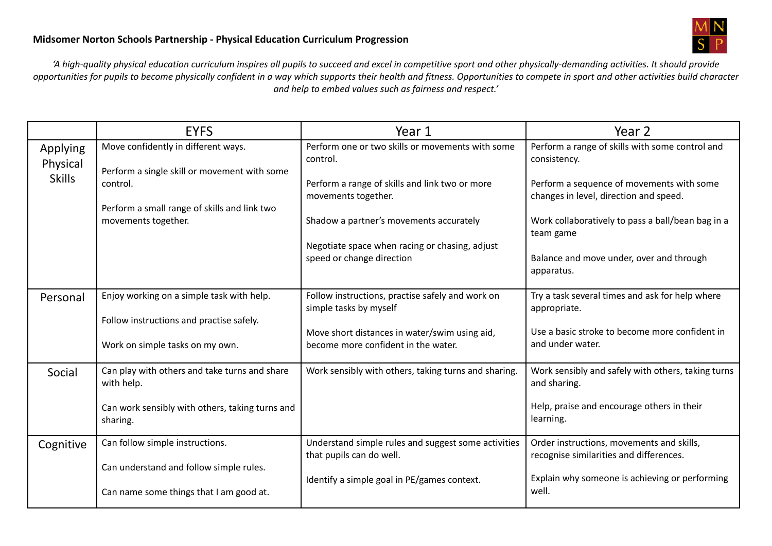## Midsomer Norton Schools Partnership - Physical Education Curriculum Progression

*'A high-quality physical education curriculum inspires all pupils to succeed and excel in competitive sport and other physically-demanding activities. It should provide opportunities for pupils to become physically confident in a way which supports their health and fitness. Opportunities to compete in sport and other activities build character and help to embed values such as fairness and respect.'*

| | EYFS | Year 1 | Year 2 |
|---|---|---|---|
| Applying Physical Skills | Move confidently in different ways.<br><br>Perform a single skill or movement with some control.<br><br>Perform a small range of skills and link two movements together. | Perform one or two skills or movements with some control.<br><br>Perform a range of skills and link two or more movements together.<br><br>Shadow a partner's movements accurately<br><br>Negotiate space when racing or chasing, adjust speed or change direction | Perform a range of skills with some control and consistency.<br><br>Perform a sequence of movements with some changes in level, direction and speed.<br><br>Work collaboratively to pass a ball/bean bag in a team game<br><br>Balance and move under, over and through apparatus. |
| Personal | Enjoy working on a simple task with help.<br><br>Follow instructions and practise safely.<br><br>Work on simple tasks on my own. | Follow instructions, practise safely and work on simple tasks by myself<br><br>Move short distances in water/swim using aid, become more confident in the water. | Try a task several times and ask for help where appropriate.<br><br>Use a basic stroke to become more confident in and under water. |
| Social | Can play with others and take turns and share with help.<br><br>Can work sensibly with others, taking turns and sharing. | Work sensibly with others, taking turns and sharing. | Work sensibly and safely with others, taking turns and sharing.<br><br>Help, praise and encourage others in their learning. |
| Cognitive | Can follow simple instructions.<br><br>Can understand and follow simple rules.<br><br>Can name some things that I am good at. | Understand simple rules and suggest some activities that pupils can do well.<br><br>Identify a simple goal in PE/games context. | Order instructions, movements and skills, recognise similarities and differences.<br><br>Explain why someone is achieving or performing well. |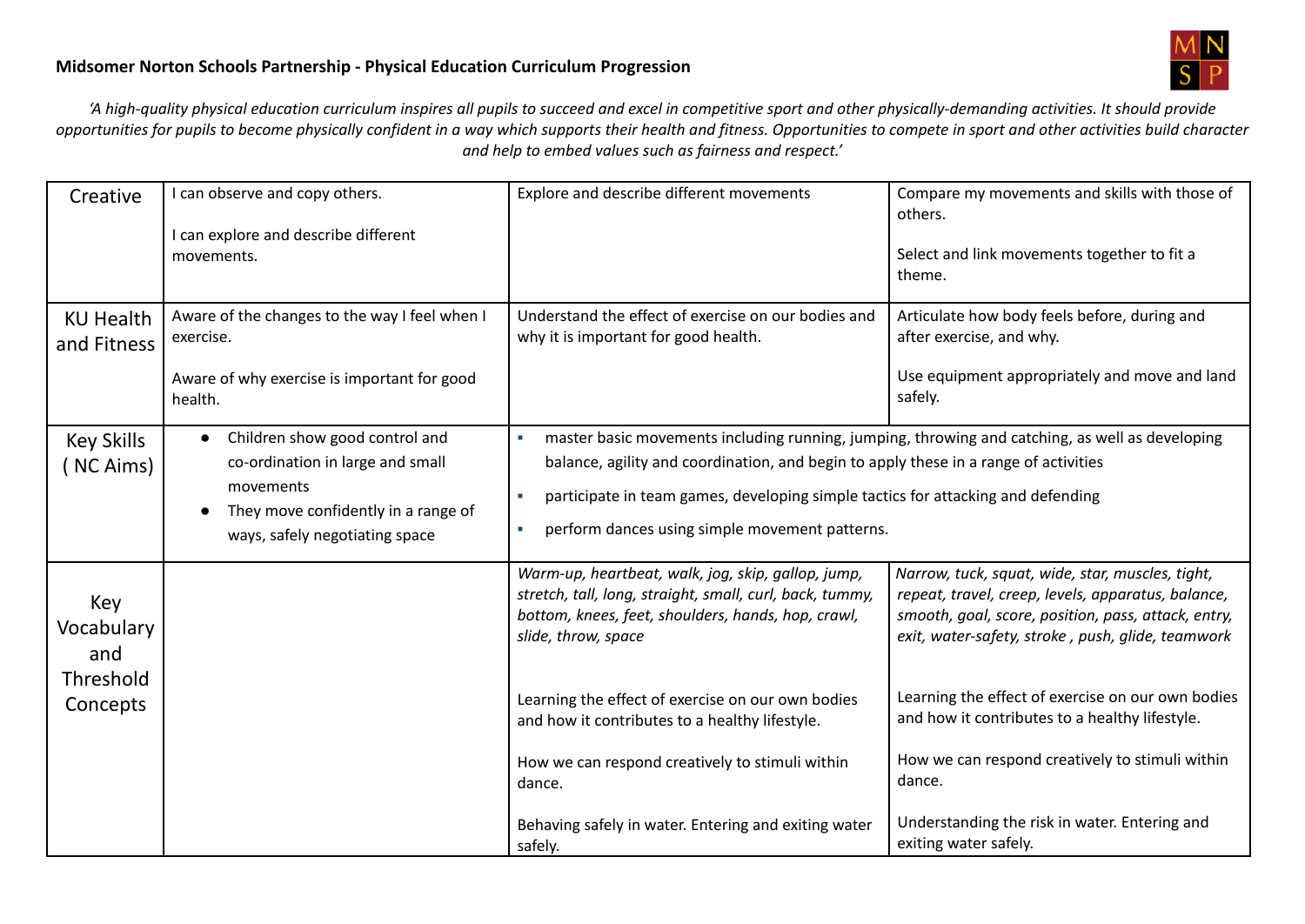**Midsomer Norton Schools Partnership - Physical Education Curriculum Progression**

*'A high-quality physical education curriculum inspires all pupils to succeed and excel in competitive sport and other physically-demanding activities. It should provide opportunities for pupils to become physically confident in a way which supports their health and fitness. Opportunities to compete in sport and other activities build character and help to embed values such as fairness and respect.'*

| | | | |
|---|---|---|---|
| Creative | I can observe and copy others.<br><br>I can explore and describe different movements. | Explore and describe different movements | Compare my movements and skills with those of others.<br><br>Select and link movements together to fit a theme. |
| KU Health and Fitness | Aware of the changes to the way I feel when I exercise.<br><br>Aware of why exercise is important for good health. | Understand the effect of exercise on our bodies and why it is important for good health. | Articulate how body feels before, during and after exercise, and why.<br><br>Use equipment appropriately and move and land safely. |
| Key Skills ( NC Aims) | • Children show good control and co-ordination in large and small movements<br>• They move confidently in a range of ways, safely negotiating space | • master basic movements including running, jumping, throwing and catching, as well as developing balance, agility and coordination, and begin to apply these in a range of activities<br>• participate in team games, developing simple tactics for attacking and defending<br>• perform dances using simple movement patterns. | |
| Key Vocabulary and Threshold Concepts | | *Warm-up, heartbeat, walk, jog, skip, gallop, jump, stretch, tall, long, straight, small, curl, back, tummy, bottom, knees, feet, shoulders, hands, hop, crawl, slide, throw, space*<br><br>Learning the effect of exercise on our own bodies and how it contributes to a healthy lifestyle.<br><br>How we can respond creatively to stimuli within dance.<br><br>Behaving safely in water. Entering and exiting water safely. | *Narrow, tuck, squat, wide, star, muscles, tight, repeat, travel, creep, levels, apparatus, balance, smooth, goal, score, position, pass, attack, entry, exit, water-safety, stroke , push, glide, teamwork*<br><br>Learning the effect of exercise on our own bodies and how it contributes to a healthy lifestyle.<br><br>How we can respond creatively to stimuli within dance.<br><br>Understanding the risk in water. Entering and exiting water safely. |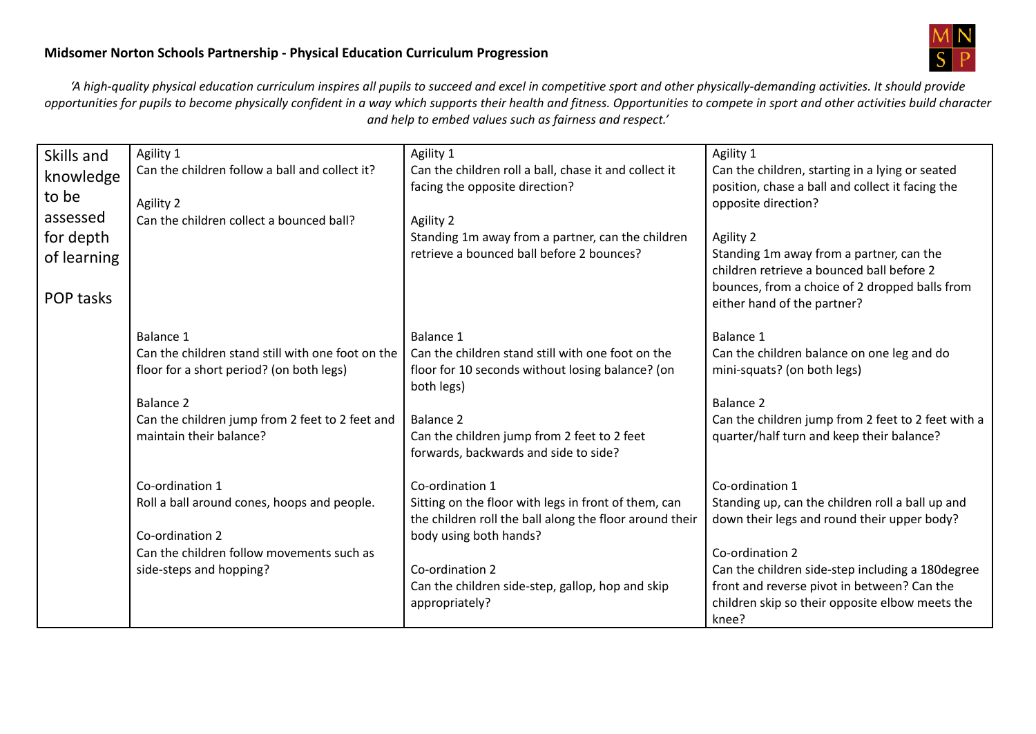**Midsomer Norton Schools Partnership - Physical Education Curriculum Progression**

*'A high-quality physical education curriculum inspires all pupils to succeed and excel in competitive sport and other physically-demanding activities. It should provide opportunities for pupils to become physically confident in a way which supports their health and fitness. Opportunities to compete in sport and other activities build character and help to embed values such as fairness and respect.'*

| | | | |
|---|---|---|---|
| Skills and knowledge to be assessed for depth of learning<br><br>POP tasks | Agility 1<br>Can the children follow a ball and collect it?<br><br>Agility 2<br>Can the children collect a bounced ball? | Agility 1<br>Can the children roll a ball, chase it and collect it facing the opposite direction?<br><br>Agility 2<br>Standing 1m away from a partner, can the children retrieve a bounced ball before 2 bounces? | Agility 1<br>Can the children, starting in a lying or seated position, chase a ball and collect it facing the opposite direction?<br><br>Agility 2<br>Standing 1m away from a partner, can the children retrieve a bounced ball before 2 bounces, from a choice of 2 dropped balls from either hand of the partner? |
| | Balance 1<br>Can the children stand still with one foot on the floor for a short period? (on both legs)<br><br>Balance 2<br>Can the children jump from 2 feet to 2 feet and maintain their balance? | Balance 1<br>Can the children stand still with one foot on the floor for 10 seconds without losing balance? (on both legs)<br><br>Balance 2<br>Can the children jump from 2 feet to 2 feet forwards, backwards and side to side? | Balance 1<br>Can the children balance on one leg and do mini-squats? (on both legs)<br><br>Balance 2<br>Can the children jump from 2 feet to 2 feet with a quarter/half turn and keep their balance? |
| | Co-ordination 1<br>Roll a ball around cones, hoops and people.<br><br>Co-ordination 2<br>Can the children follow movements such as side-steps and hopping? | Co-ordination 1<br>Sitting on the floor with legs in front of them, can the children roll the ball along the floor around their body using both hands?<br><br>Co-ordination 2<br>Can the children side-step, gallop, hop and skip appropriately? | Co-ordination 1<br>Standing up, can the children roll a ball up and down their legs and round their upper body?<br><br>Co-ordination 2<br>Can the children side-step including a 180degree front and reverse pivot in between? Can the children skip so their opposite elbow meets the knee? |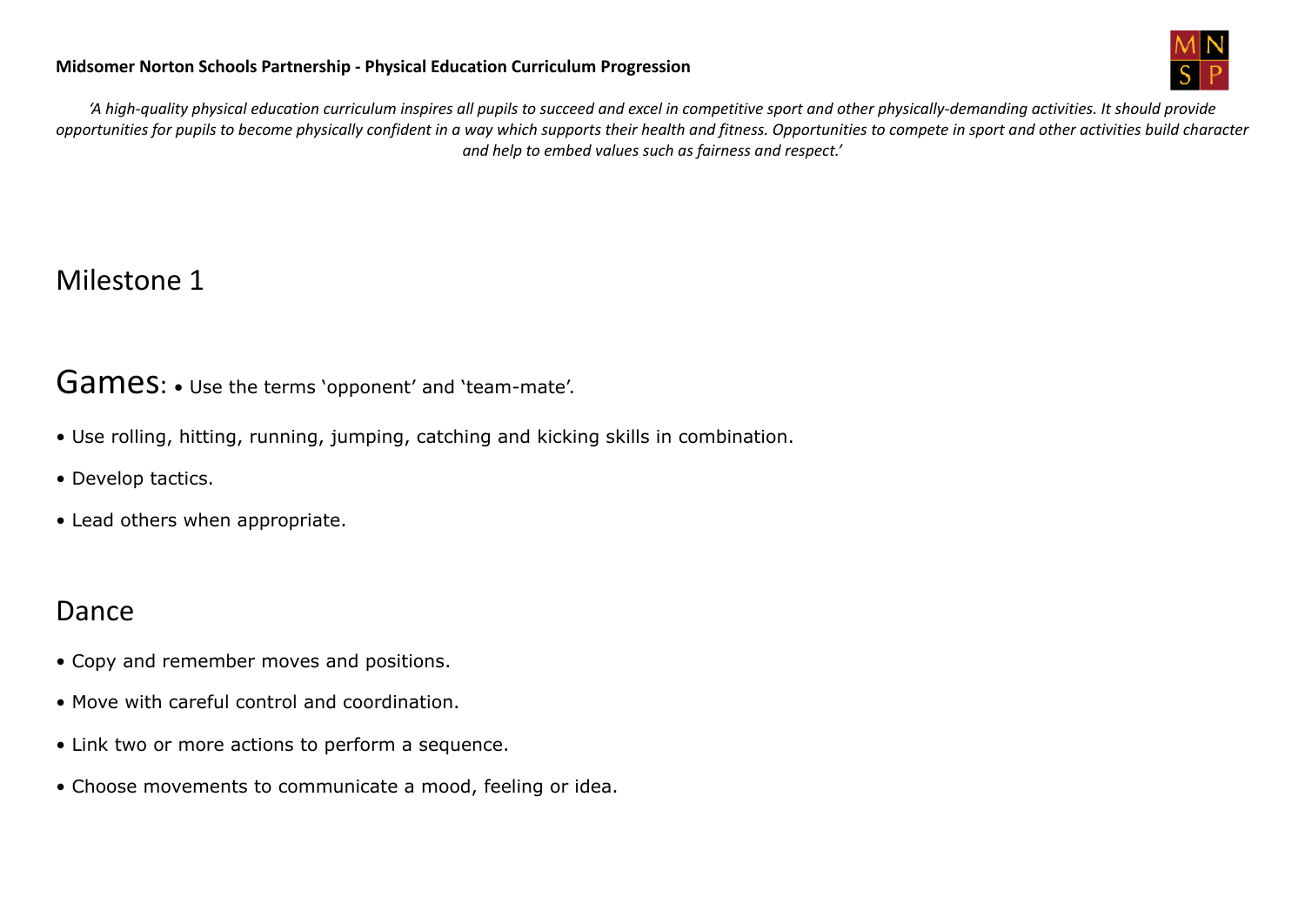*'A high-quality physical education curriculum inspires all pupils to succeed and excel in competitive sport and other physically-demanding activities. It should provide opportunities for pupils to become physically confident in a way which supports their health and fitness. Opportunities to compete in sport and other activities build character and help to embed values such as fairness and respect.'*

# Milestone 1

## Games:

• Use the terms 'opponent' and 'team-mate'.

• Use rolling, hitting, running, jumping, catching and kicking skills in combination.

• Develop tactics.

• Lead others when appropriate.

## Dance

• Copy and remember moves and positions.

• Move with careful control and coordination.

• Link two or more actions to perform a sequence.

• Choose movements to communicate a mood, feeling or idea.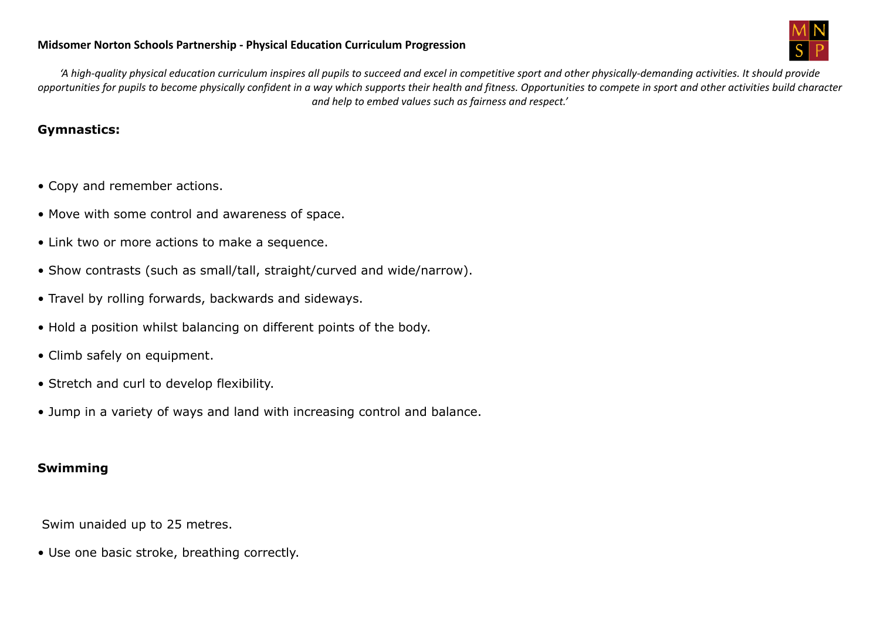*'A high-quality physical education curriculum inspires all pupils to succeed and excel in competitive sport and other physically-demanding activities. It should provide opportunities for pupils to become physically confident in a way which supports their health and fitness. Opportunities to compete in sport and other activities build character and help to embed values such as fairness and respect.'*

**Gymnastics:**

- Copy and remember actions.
- Move with some control and awareness of space.
- Link two or more actions to make a sequence.
- Show contrasts (such as small/tall, straight/curved and wide/narrow).
- Travel by rolling forwards, backwards and sideways.
- Hold a position whilst balancing on different points of the body.
- Climb safely on equipment.
- Stretch and curl to develop flexibility.
- Jump in a variety of ways and land with increasing control and balance.

**Swimming**

Swim unaided up to 25 metres.

- Use one basic stroke, breathing correctly.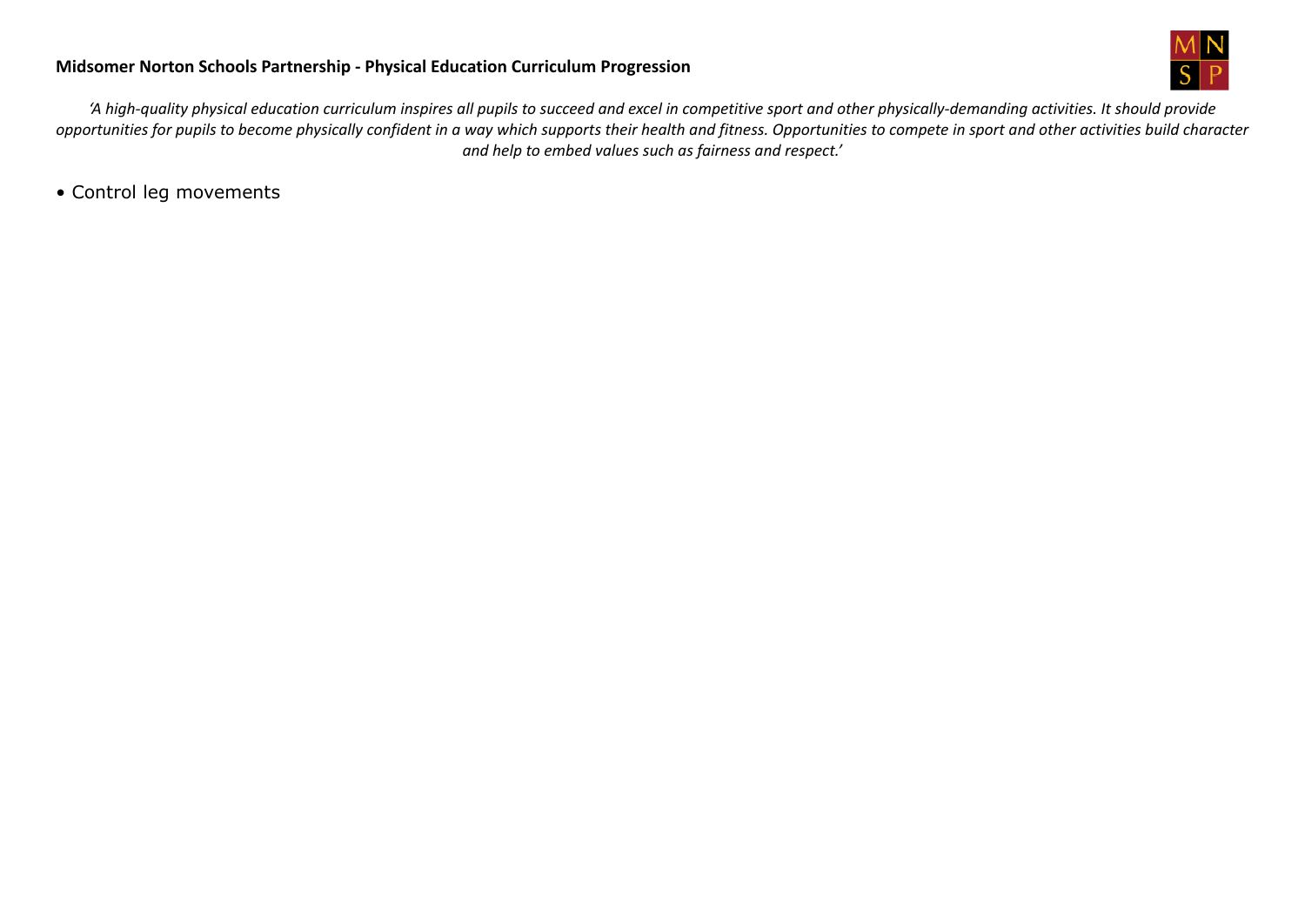- Control leg movements